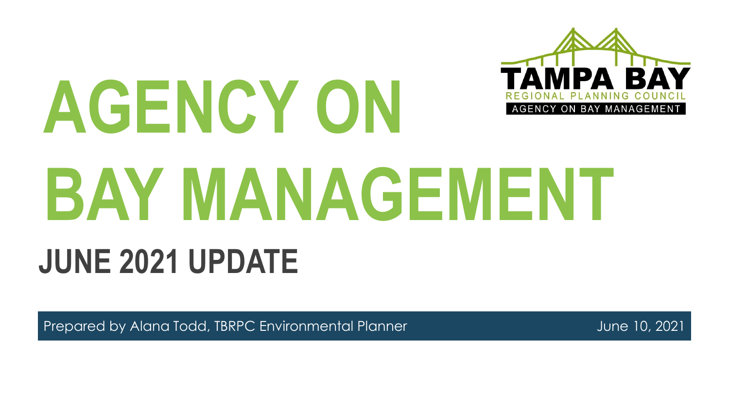# AGENCY ON BAY MANAGEMENT

## JUNE 2021 UPDATE

TAMPA BAY
REGIONAL PLANNING COUNCIL
AGENCY ON BAY MANAGEMENT

Prepared by Alana Todd, TBRPC Environmental Planner

June 10, 2021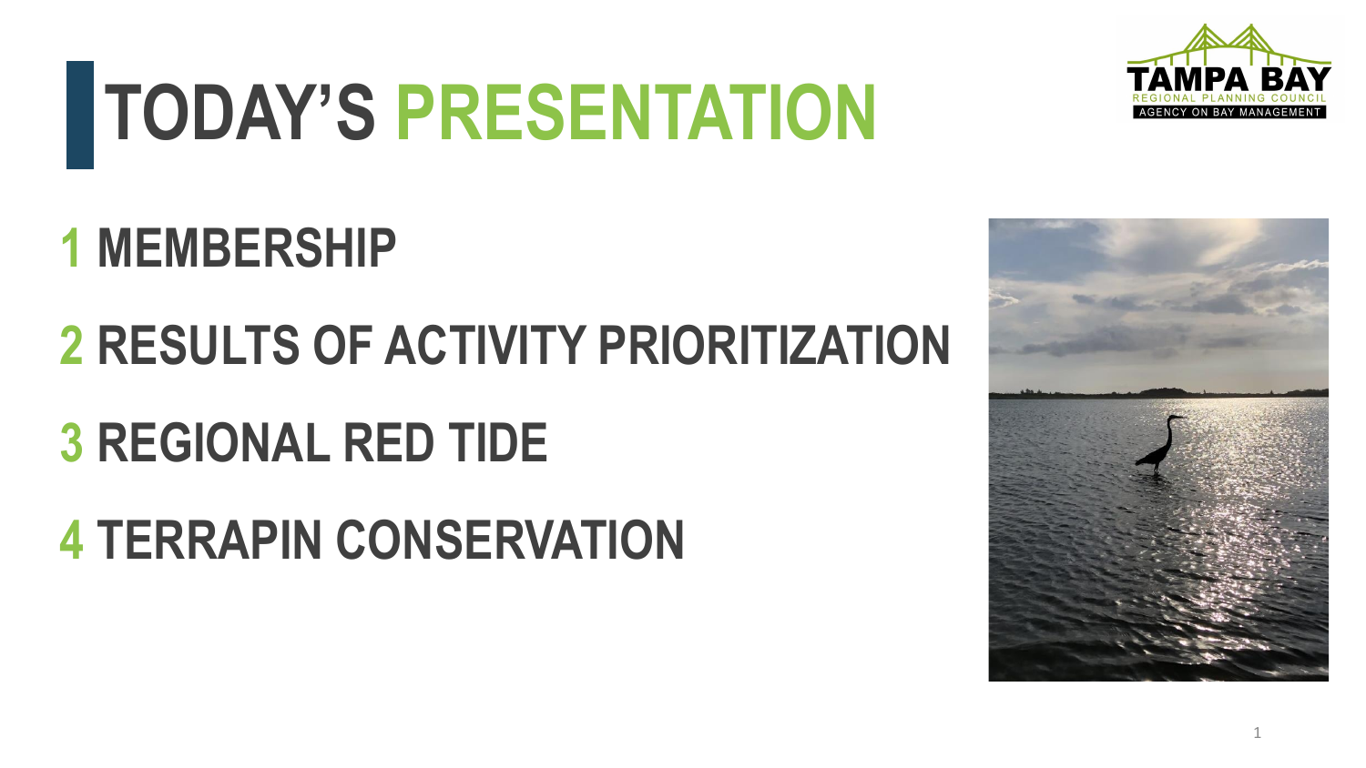# TODAY'S PRESENTATION

1 MEMBERSHIP

2 RESULTS OF ACTIVITY PRIORITIZATION

3 REGIONAL RED TIDE

4 TERRAPIN CONSERVATION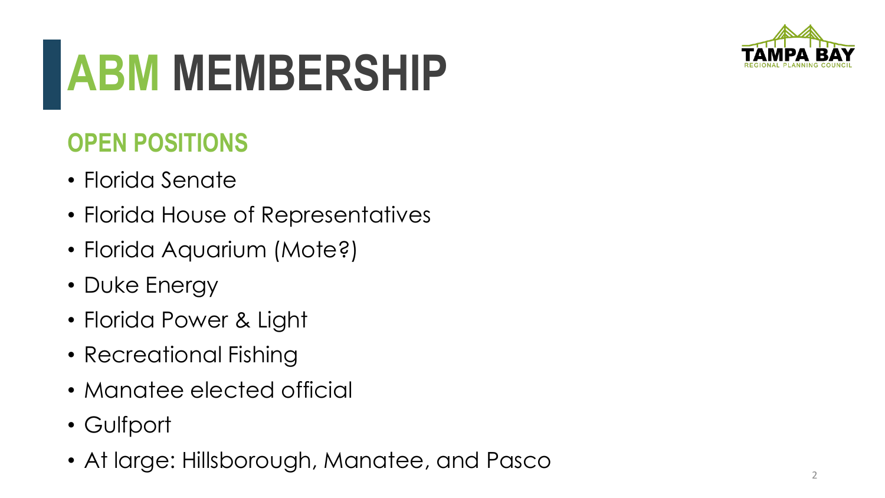# ABM MEMBERSHIP

## OPEN POSITIONS

- Florida Senate
- Florida House of Representatives
- Florida Aquarium (Mote?)
- Duke Energy
- Florida Power & Light
- Recreational Fishing
- Manatee elected official
- Gulfport
- At large: Hillsborough, Manatee, and Pasco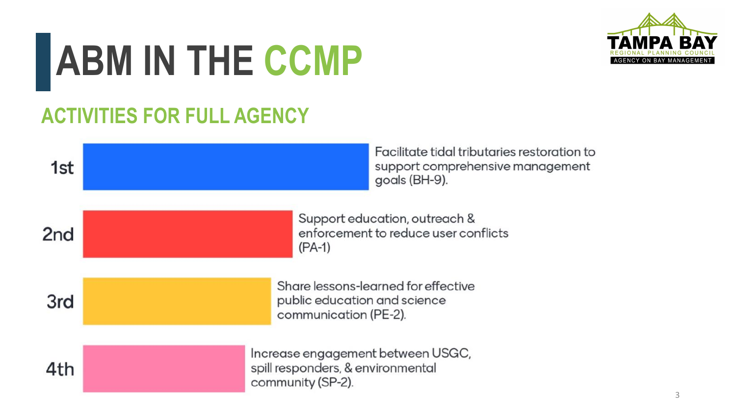# ABM IN THE CCMP

## ACTIVITIES FOR FULL AGENCY

1st — Facilitate tidal tributaries restoration to support comprehensive management goals (BH-9).

2nd — Support education, outreach & enforcement to reduce user conflicts (PA-1)

3rd — Share lessons-learned for effective public education and science communication (PE-2).

4th — Increase engagement between USGC, spill responders, & environmental community (SP-2).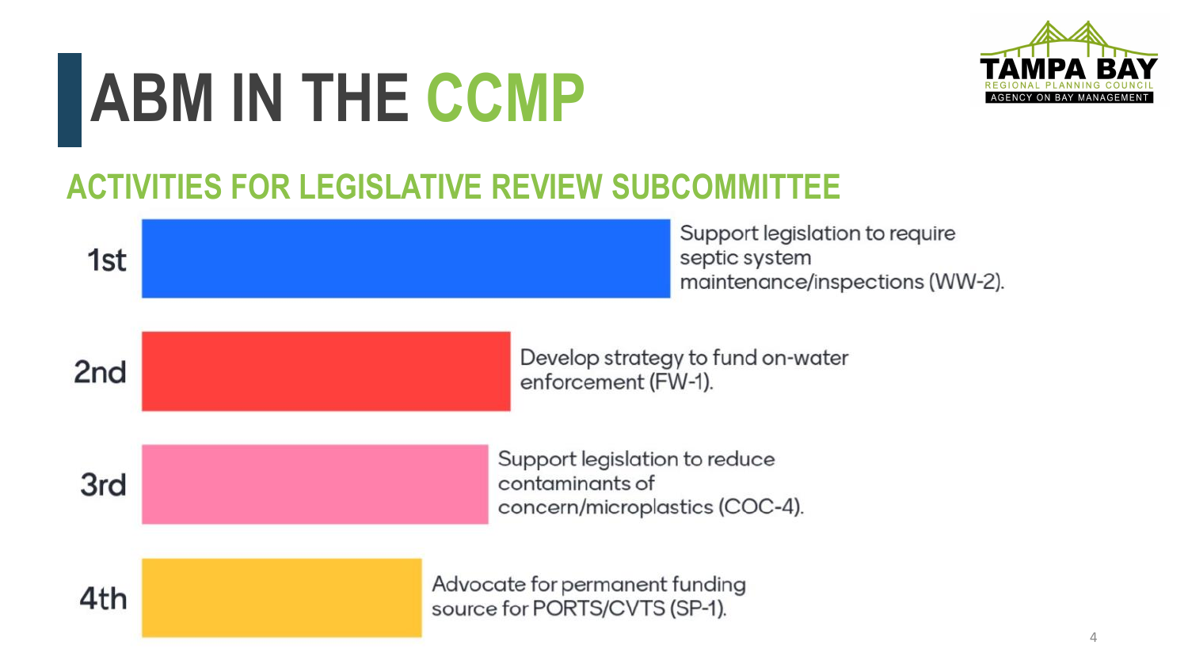# ABM IN THE CCMP

## ACTIVITIES FOR LEGISLATIVE REVIEW SUBCOMMITTEE

- **1st** – Support legislation to require septic system maintenance/inspections (WW-2).
- **2nd** – Develop strategy to fund on-water enforcement (FW-1).
- **3rd** – Support legislation to reduce contaminants of concern/microplastics (COC-4).
- **4th** – Advocate for permanent funding source for PORTS/CVTS (SP-1).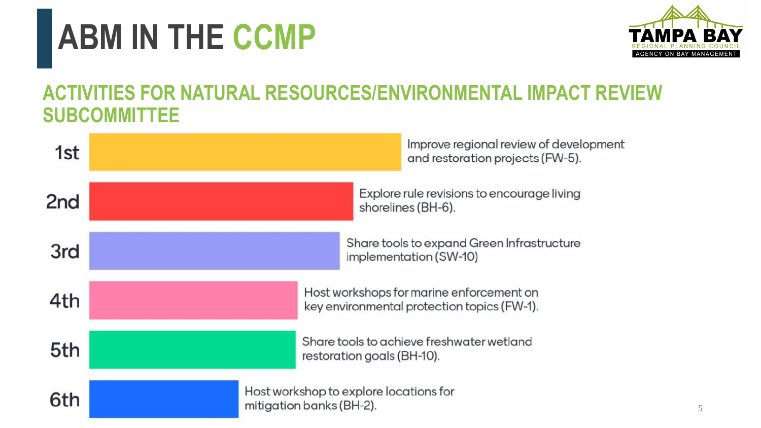# ABM IN THE CCMP

## ACTIVITIES FOR NATURAL RESOURCES/ENVIRONMENTAL IMPACT REVIEW SUBCOMMITTEE

- **1st** — Improve regional review of development and restoration projects (FW-5).
- **2nd** — Explore rule revisions to encourage living shorelines (BH-6).
- **3rd** — Share tools to expand Green Infrastructure implementation (SW-10)
- **4th** — Host workshops for marine enforcement on key environmental protection topics (FW-1).
- **5th** — Share tools to achieve freshwater wetland restoration goals (BH-10).
- **6th** — Host workshop to explore locations for mitigation banks (BH-2).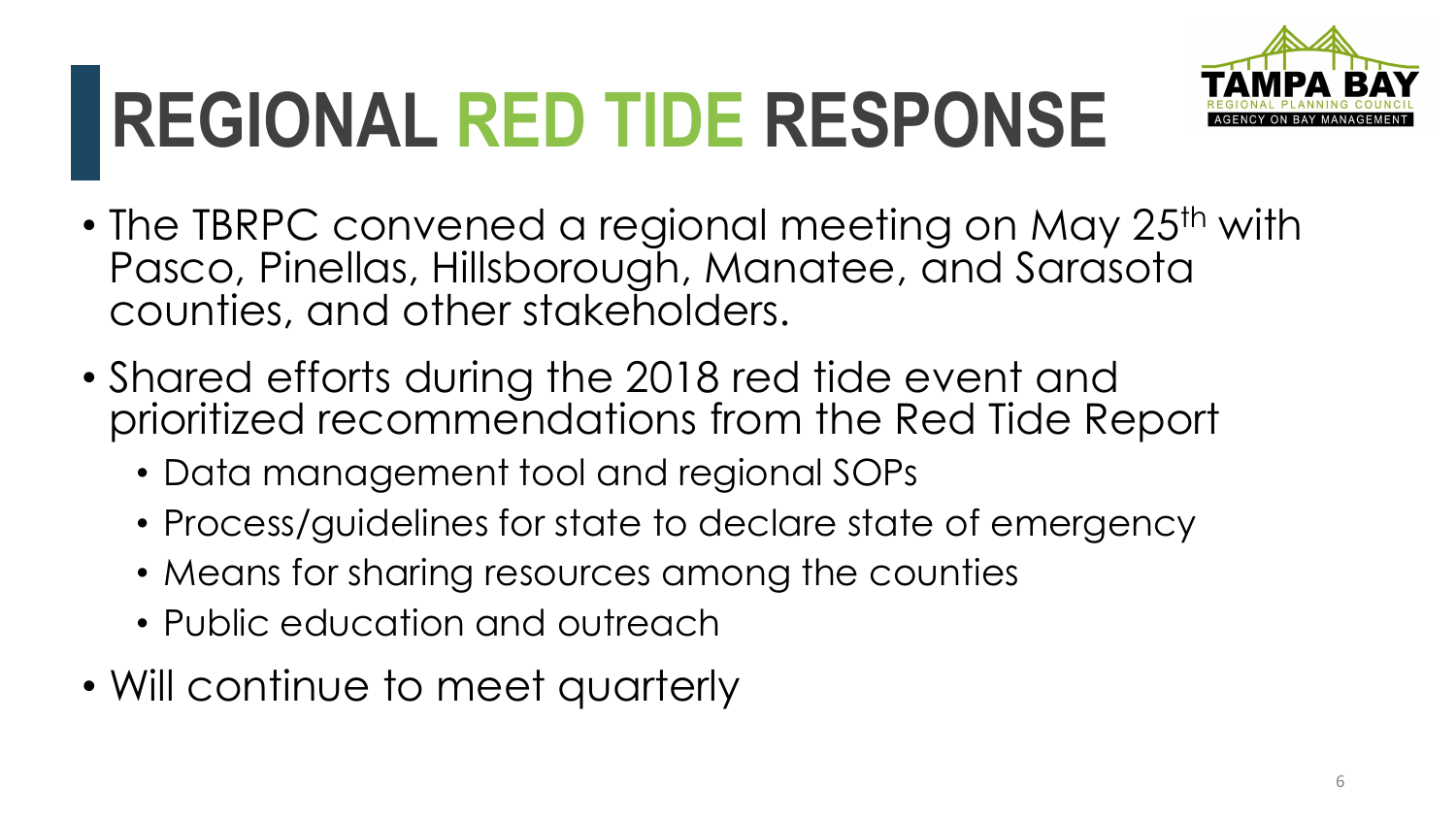# REGIONAL RED TIDE RESPONSE

- The TBRPC convened a regional meeting on May 25th with Pasco, Pinellas, Hillsborough, Manatee, and Sarasota counties, and other stakeholders.
- Shared efforts during the 2018 red tide event and prioritized recommendations from the Red Tide Report
  - Data management tool and regional SOPs
  - Process/guidelines for state to declare state of emergency
  - Means for sharing resources among the counties
  - Public education and outreach
- Will continue to meet quarterly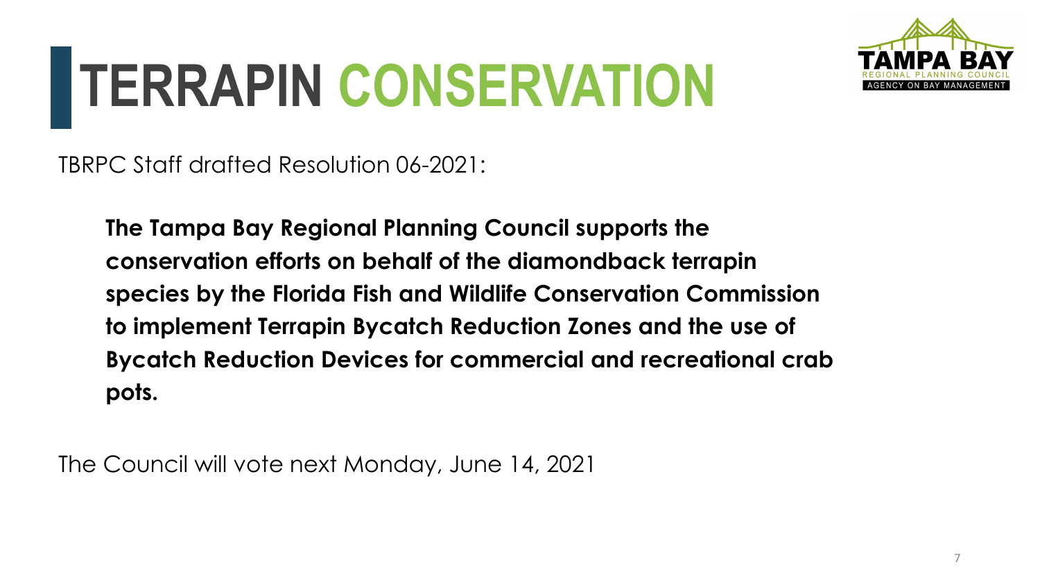# TERRAPIN CONSERVATION

TBRPC Staff drafted Resolution 06-2021:

> **The Tampa Bay Regional Planning Council supports the conservation efforts on behalf of the diamondback terrapin species by the Florida Fish and Wildlife Conservation Commission to implement Terrapin Bycatch Reduction Zones and the use of Bycatch Reduction Devices for commercial and recreational crab pots.**

The Council will vote next Monday, June 14, 2021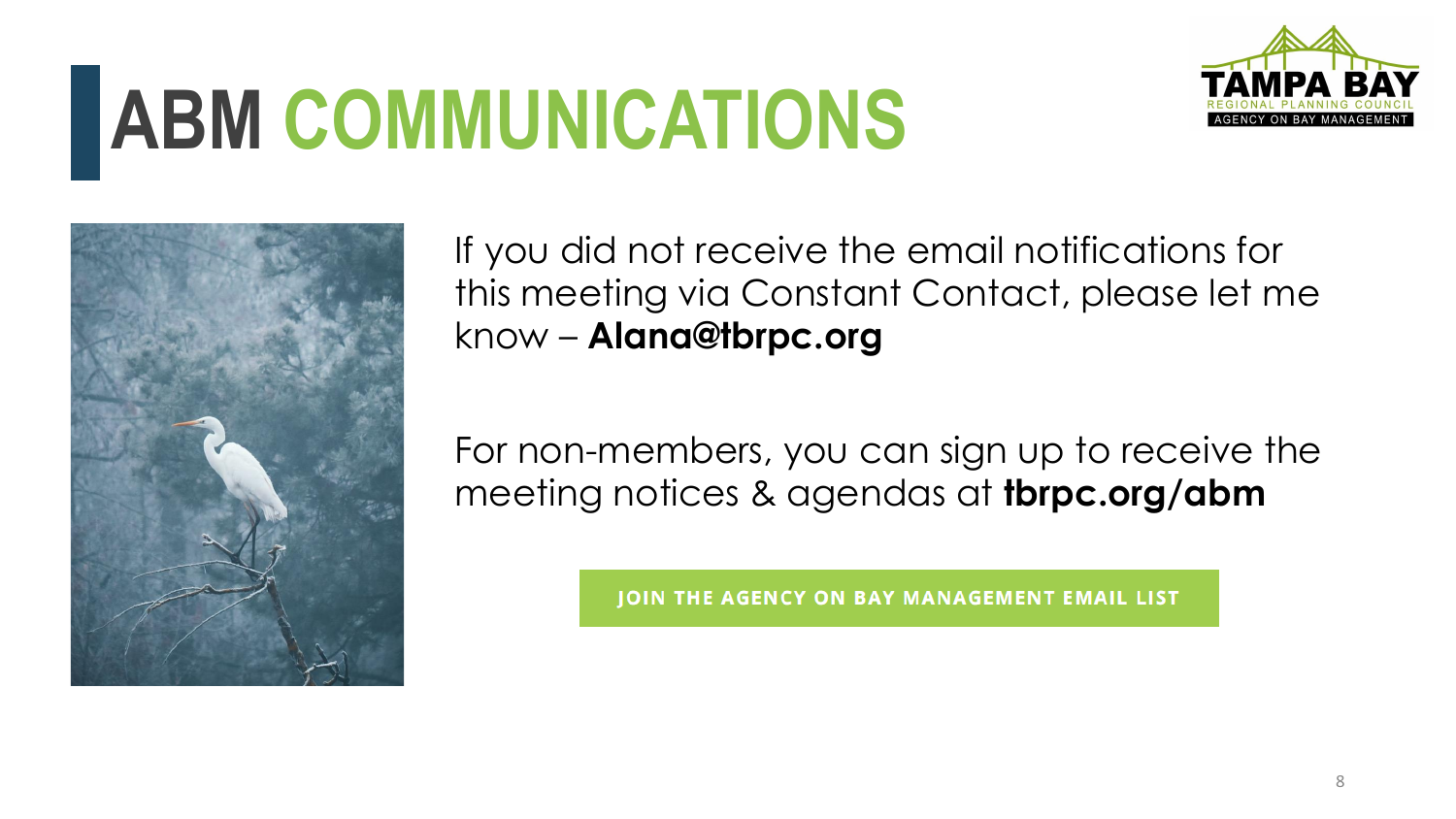# ABM COMMUNICATIONS

If you did not receive the email notifications for this meeting via Constant Contact, please let me know – **Alana@tbrpc.org**

For non-members, you can sign up to receive the meeting notices & agendas at **tbrpc.org/abm**

**JOIN THE AGENCY ON BAY MANAGEMENT EMAIL LIST**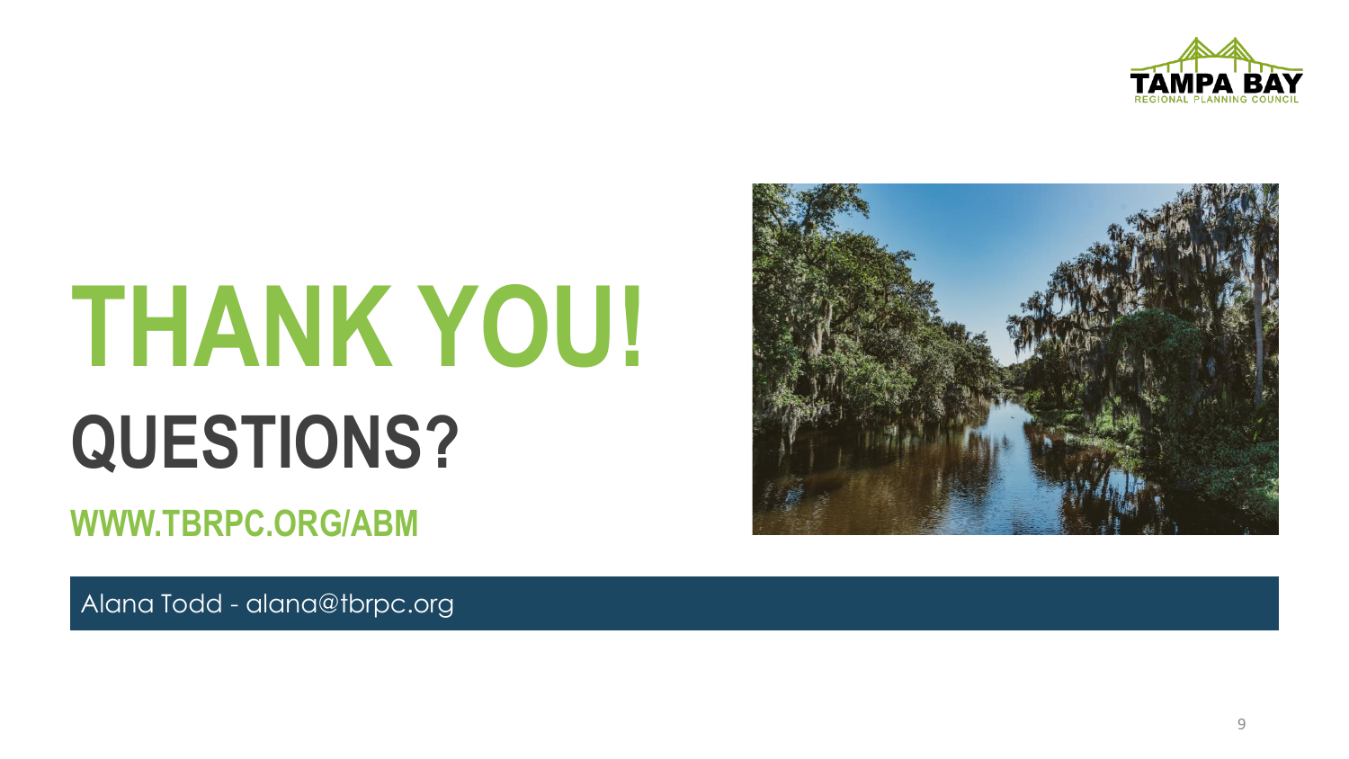# THANK YOU!

## QUESTIONS?

**WWW.TBRPC.ORG/ABM**

Alana Todd - alana@tbrpc.org